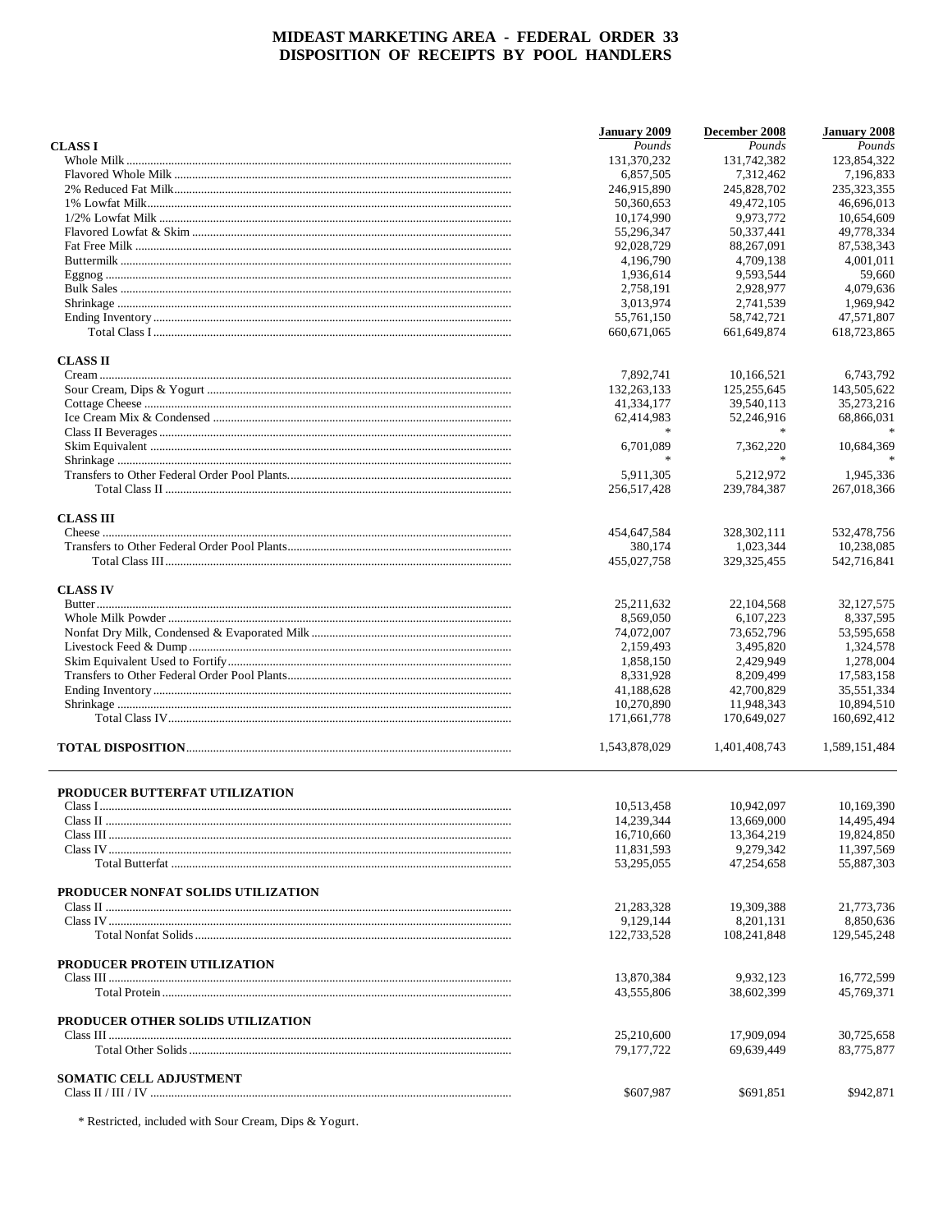# MIDEAST MARKETING AREA - FEDERAL ORDER 33
# DISPOSITION OF RECEIPTS BY POOL HANDLERS

| | January 2009 | December 2008 | January 2008 |
|---|---|---|---|
| | *Pounds* | *Pounds* | *Pounds* |
| **CLASS I** | | | |
| Whole Milk | 131,370,232 | 131,742,382 | 123,854,322 |
| Flavored Whole Milk | 6,857,505 | 7,312,462 | 7,196,833 |
| 2% Reduced Fat Milk | 246,915,890 | 245,828,702 | 235,323,355 |
| 1% Lowfat Milk | 50,360,653 | 49,472,105 | 46,696,013 |
| 1/2% Lowfat Milk | 10,174,990 | 9,973,772 | 10,654,609 |
| Flavored Lowfat & Skim | 55,296,347 | 50,337,441 | 49,778,334 |
| Fat Free Milk | 92,028,729 | 88,267,091 | 87,538,343 |
| Buttermilk | 4,196,790 | 4,709,138 | 4,001,011 |
| Eggnog | 1,936,614 | 9,593,544 | 59,660 |
| Bulk Sales | 2,758,191 | 2,928,977 | 4,079,636 |
| Shrinkage | 3,013,974 | 2,741,539 | 1,969,942 |
| Ending Inventory | 55,761,150 | 58,742,721 | 47,571,807 |
| Total Class I | 660,671,065 | 661,649,874 | 618,723,865 |
| **CLASS II** | | | |
| Cream | 7,892,741 | 10,166,521 | 6,743,792 |
| Sour Cream, Dips & Yogurt | 132,263,133 | 125,255,645 | 143,505,622 |
| Cottage Cheese | 41,334,177 | 39,540,113 | 35,273,216 |
| Ice Cream Mix & Condensed | 62,414,983 | 52,246,916 | 68,866,031 |
| Class II Beverages | * | * | * |
| Skim Equivalent | 6,701,089 | 7,362,220 | 10,684,369 |
| Shrinkage | * | * | * |
| Transfers to Other Federal Order Pool Plants | 5,911,305 | 5,212,972 | 1,945,336 |
| Total Class II | 256,517,428 | 239,784,387 | 267,018,366 |
| **CLASS III** | | | |
| Cheese | 454,647,584 | 328,302,111 | 532,478,756 |
| Transfers to Other Federal Order Pool Plants | 380,174 | 1,023,344 | 10,238,085 |
| Total Class III | 455,027,758 | 329,325,455 | 542,716,841 |
| **CLASS IV** | | | |
| Butter | 25,211,632 | 22,104,568 | 32,127,575 |
| Whole Milk Powder | 8,569,050 | 6,107,223 | 8,337,595 |
| Nonfat Dry Milk, Condensed & Evaporated Milk | 74,072,007 | 73,652,796 | 53,595,658 |
| Livestock Feed & Dump | 2,159,493 | 3,495,820 | 1,324,578 |
| Skim Equivalent Used to Fortify | 1,858,150 | 2,429,949 | 1,278,004 |
| Transfers to Other Federal Order Pool Plants | 8,331,928 | 8,209,499 | 17,583,158 |
| Ending Inventory | 41,188,628 | 42,700,829 | 35,551,334 |
| Shrinkage | 10,270,890 | 11,948,343 | 10,894,510 |
| Total Class IV | 171,661,778 | 170,649,027 | 160,692,412 |
| **TOTAL DISPOSITION** | 1,543,878,029 | 1,401,408,743 | 1,589,151,484 |

| | January 2009 | December 2008 | January 2008 |
|---|---|---|---|
| **PRODUCER BUTTERFAT UTILIZATION** | | | |
| Class I | 10,513,458 | 10,942,097 | 10,169,390 |
| Class II | 14,239,344 | 13,669,000 | 14,495,494 |
| Class III | 16,710,660 | 13,364,219 | 19,824,850 |
| Class IV | 11,831,593 | 9,279,342 | 11,397,569 |
| Total Butterfat | 53,295,055 | 47,254,658 | 55,887,303 |
| **PRODUCER NONFAT SOLIDS UTILIZATION** | | | |
| Class II | 21,283,328 | 19,309,388 | 21,773,736 |
| Class IV | 9,129,144 | 8,201,131 | 8,850,636 |
| Total Nonfat Solids | 122,733,528 | 108,241,848 | 129,545,248 |
| **PRODUCER PROTEIN UTILIZATION** | | | |
| Class III | 13,870,384 | 9,932,123 | 16,772,599 |
| Total Protein | 43,555,806 | 38,602,399 | 45,769,371 |
| **PRODUCER OTHER SOLIDS UTILIZATION** | | | |
| Class III | 25,210,600 | 17,909,094 | 30,725,658 |
| Total Other Solids | 79,177,722 | 69,639,449 | 83,775,877 |
| **SOMATIC CELL ADJUSTMENT** | | | |
| Class II / III / IV | $607,987 | $691,851 | $942,871 |

\* Restricted, included with Sour Cream, Dips & Yogurt.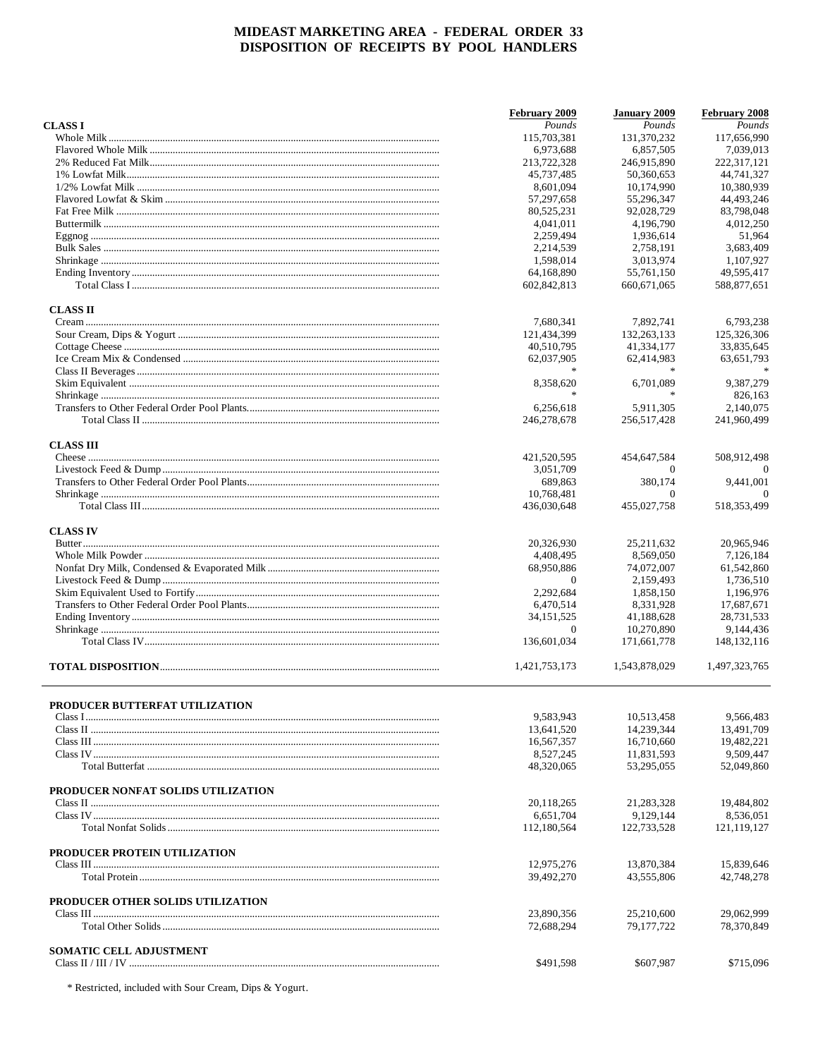# MIDEAST MARKETING AREA - FEDERAL ORDER 33
## DISPOSITION OF RECEIPTS BY POOL HANDLERS

| | February 2009 | January 2009 | February 2008 |
|---|---|---|---|
| **CLASS I** | *Pounds* | *Pounds* | *Pounds* |
| Whole Milk | 115,703,381 | 131,370,232 | 117,656,990 |
| Flavored Whole Milk | 6,973,688 | 6,857,505 | 7,039,013 |
| 2% Reduced Fat Milk | 213,722,328 | 246,915,890 | 222,317,121 |
| 1% Lowfat Milk | 45,737,485 | 50,360,653 | 44,741,327 |
| 1/2% Lowfat Milk | 8,601,094 | 10,174,990 | 10,380,939 |
| Flavored Lowfat & Skim | 57,297,658 | 55,296,347 | 44,493,246 |
| Fat Free Milk | 80,525,231 | 92,028,729 | 83,798,048 |
| Buttermilk | 4,041,011 | 4,196,790 | 4,012,250 |
| Eggnog | 2,259,494 | 1,936,614 | 51,964 |
| Bulk Sales | 2,214,539 | 2,758,191 | 3,683,409 |
| Shrinkage | 1,598,014 | 3,013,974 | 1,107,927 |
| Ending Inventory | 64,168,890 | 55,761,150 | 49,595,417 |
| Total Class I | 602,842,813 | 660,671,065 | 588,877,651 |
| **CLASS II** | | | |
| Cream | 7,680,341 | 7,892,741 | 6,793,238 |
| Sour Cream, Dips & Yogurt | 121,434,399 | 132,263,133 | 125,326,306 |
| Cottage Cheese | 40,510,795 | 41,334,177 | 33,835,645 |
| Ice Cream Mix & Condensed | 62,037,905 | 62,414,983 | 63,651,793 |
| Class II Beverages | * | * | * |
| Skim Equivalent | 8,358,620 | 6,701,089 | 9,387,279 |
| Shrinkage | * | * | 826,163 |
| Transfers to Other Federal Order Pool Plants | 6,256,618 | 5,911,305 | 2,140,075 |
| Total Class II | 246,278,678 | 256,517,428 | 241,960,499 |
| **CLASS III** | | | |
| Cheese | 421,520,595 | 454,647,584 | 508,912,498 |
| Livestock Feed & Dump | 3,051,709 | 0 | 0 |
| Transfers to Other Federal Order Pool Plants | 689,863 | 380,174 | 9,441,001 |
| Shrinkage | 10,768,481 | 0 | 0 |
| Total Class III | 436,030,648 | 455,027,758 | 518,353,499 |
| **CLASS IV** | | | |
| Butter | 20,326,930 | 25,211,632 | 20,965,946 |
| Whole Milk Powder | 4,408,495 | 8,569,050 | 7,126,184 |
| Nonfat Dry Milk, Condensed & Evaporated Milk | 68,950,886 | 74,072,007 | 61,542,860 |
| Livestock Feed & Dump | 0 | 2,159,493 | 1,736,510 |
| Skim Equivalent Used to Fortify | 2,292,684 | 1,858,150 | 1,196,976 |
| Transfers to Other Federal Order Pool Plants | 6,470,514 | 8,331,928 | 17,687,671 |
| Ending Inventory | 34,151,525 | 41,188,628 | 28,731,533 |
| Shrinkage | 0 | 10,270,890 | 9,144,436 |
| Total Class IV | 136,601,034 | 171,661,778 | 148,132,116 |
| **TOTAL DISPOSITION** | 1,421,753,173 | 1,543,878,029 | 1,497,323,765 |

| | February 2009 | January 2009 | February 2008 |
|---|---|---|---|
| **PRODUCER BUTTERFAT UTILIZATION** | | | |
| Class I | 9,583,943 | 10,513,458 | 9,566,483 |
| Class II | 13,641,520 | 14,239,344 | 13,491,709 |
| Class III | 16,567,357 | 16,710,660 | 19,482,221 |
| Class IV | 8,527,245 | 11,831,593 | 9,509,447 |
| Total Butterfat | 48,320,065 | 53,295,055 | 52,049,860 |
| **PRODUCER NONFAT SOLIDS UTILIZATION** | | | |
| Class II | 20,118,265 | 21,283,328 | 19,484,802 |
| Class IV | 6,651,704 | 9,129,144 | 8,536,051 |
| Total Nonfat Solids | 112,180,564 | 122,733,528 | 121,119,127 |
| **PRODUCER PROTEIN UTILIZATION** | | | |
| Class III | 12,975,276 | 13,870,384 | 15,839,646 |
| Total Protein | 39,492,270 | 43,555,806 | 42,748,278 |
| **PRODUCER OTHER SOLIDS UTILIZATION** | | | |
| Class III | 23,890,356 | 25,210,600 | 29,062,999 |
| Total Other Solids | 72,688,294 | 79,177,722 | 78,370,849 |
| **SOMATIC CELL ADJUSTMENT** | | | |
| Class II / III / IV | $491,598 | $607,987 | $715,096 |

\* Restricted, included with Sour Cream, Dips & Yogurt.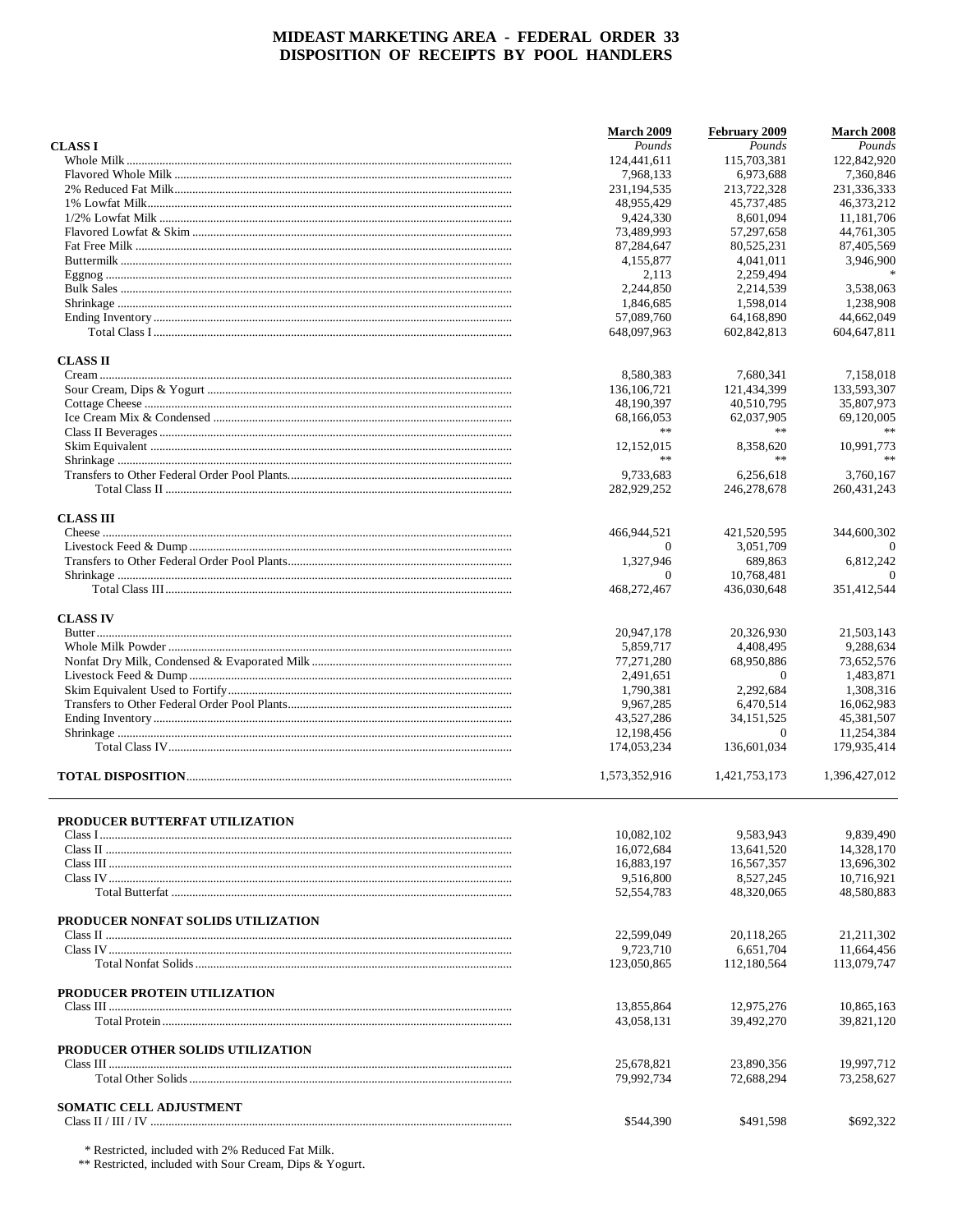# MIDEAST MARKETING AREA - FEDERAL ORDER 33
## DISPOSITION OF RECEIPTS BY POOL HANDLERS

| | March 2009 | February 2009 | March 2008 |
|---|---|---|---|
| | *Pounds* | *Pounds* | *Pounds* |
| **CLASS I** | | | |
| Whole Milk | 124,441,611 | 115,703,381 | 122,842,920 |
| Flavored Whole Milk | 7,968,133 | 6,973,688 | 7,360,846 |
| 2% Reduced Fat Milk | 231,194,535 | 213,722,328 | 231,336,333 |
| 1% Lowfat Milk | 48,955,429 | 45,737,485 | 46,373,212 |
| 1/2% Lowfat Milk | 9,424,330 | 8,601,094 | 11,181,706 |
| Flavored Lowfat & Skim | 73,489,993 | 57,297,658 | 44,761,305 |
| Fat Free Milk | 87,284,647 | 80,525,231 | 87,405,569 |
| Buttermilk | 4,155,877 | 4,041,011 | 3,946,900 |
| Eggnog | 2,113 | 2,259,494 | * |
| Bulk Sales | 2,244,850 | 2,214,539 | 3,538,063 |
| Shrinkage | 1,846,685 | 1,598,014 | 1,238,908 |
| Ending Inventory | 57,089,760 | 64,168,890 | 44,662,049 |
| Total Class I | 648,097,963 | 602,842,813 | 604,647,811 |
| **CLASS II** | | | |
| Cream | 8,580,383 | 7,680,341 | 7,158,018 |
| Sour Cream, Dips & Yogurt | 136,106,721 | 121,434,399 | 133,593,307 |
| Cottage Cheese | 48,190,397 | 40,510,795 | 35,807,973 |
| Ice Cream Mix & Condensed | 68,166,053 | 62,037,905 | 69,120,005 |
| Class II Beverages | ** | ** | ** |
| Skim Equivalent | 12,152,015 | 8,358,620 | 10,991,773 |
| Shrinkage | ** | ** | ** |
| Transfers to Other Federal Order Pool Plants | 9,733,683 | 6,256,618 | 3,760,167 |
| Total Class II | 282,929,252 | 246,278,678 | 260,431,243 |
| **CLASS III** | | | |
| Cheese | 466,944,521 | 421,520,595 | 344,600,302 |
| Livestock Feed & Dump | 0 | 3,051,709 | 0 |
| Transfers to Other Federal Order Pool Plants | 1,327,946 | 689,863 | 6,812,242 |
| Shrinkage | 0 | 10,768,481 | 0 |
| Total Class III | 468,272,467 | 436,030,648 | 351,412,544 |
| **CLASS IV** | | | |
| Butter | 20,947,178 | 20,326,930 | 21,503,143 |
| Whole Milk Powder | 5,859,717 | 4,408,495 | 9,288,634 |
| Nonfat Dry Milk, Condensed & Evaporated Milk | 77,271,280 | 68,950,886 | 73,652,576 |
| Livestock Feed & Dump | 2,491,651 | 0 | 1,483,871 |
| Skim Equivalent Used to Fortify | 1,790,381 | 2,292,684 | 1,308,316 |
| Transfers to Other Federal Order Pool Plants | 9,967,285 | 6,470,514 | 16,062,983 |
| Ending Inventory | 43,527,286 | 34,151,525 | 45,381,507 |
| Shrinkage | 12,198,456 | 0 | 11,254,384 |
| Total Class IV | 174,053,234 | 136,601,034 | 179,935,414 |
| **TOTAL DISPOSITION** | 1,573,352,916 | 1,421,753,173 | 1,396,427,012 |

| | March 2009 | February 2009 | March 2008 |
|---|---|---|---|
| **PRODUCER BUTTERFAT UTILIZATION** | | | |
| Class I | 10,082,102 | 9,583,943 | 9,839,490 |
| Class II | 16,072,684 | 13,641,520 | 14,328,170 |
| Class III | 16,883,197 | 16,567,357 | 13,696,302 |
| Class IV | 9,516,800 | 8,527,245 | 10,716,921 |
| Total Butterfat | 52,554,783 | 48,320,065 | 48,580,883 |
| **PRODUCER NONFAT SOLIDS UTILIZATION** | | | |
| Class II | 22,599,049 | 20,118,265 | 21,211,302 |
| Class IV | 9,723,710 | 6,651,704 | 11,664,456 |
| Total Nonfat Solids | 123,050,865 | 112,180,564 | 113,079,747 |
| **PRODUCER PROTEIN UTILIZATION** | | | |
| Class III | 13,855,864 | 12,975,276 | 10,865,163 |
| Total Protein | 43,058,131 | 39,492,270 | 39,821,120 |
| **PRODUCER OTHER SOLIDS UTILIZATION** | | | |
| Class III | 25,678,821 | 23,890,356 | 19,997,712 |
| Total Other Solids | 79,992,734 | 72,688,294 | 73,258,627 |
| **SOMATIC CELL ADJUSTMENT** | | | |
| Class II / III / IV | $544,390 | $491,598 | $692,322 |

\* Restricted, included with 2% Reduced Fat Milk.
** Restricted, included with Sour Cream, Dips & Yogurt.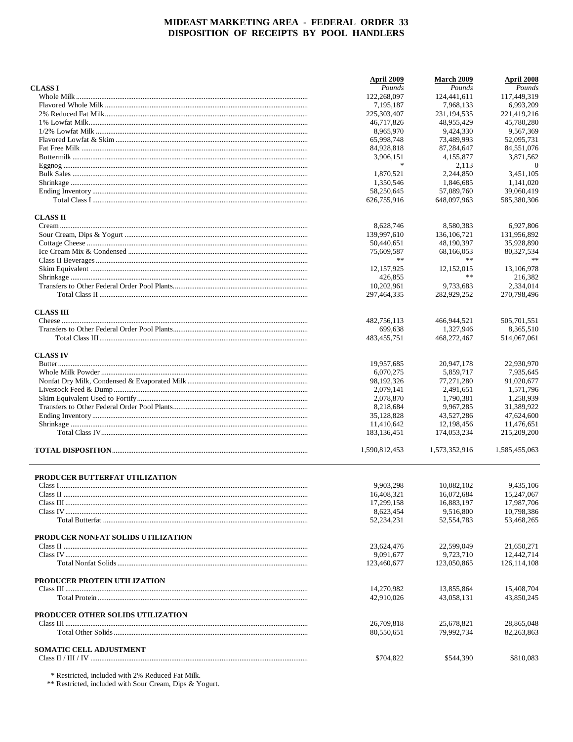# MIDEAST MARKETING AREA - FEDERAL ORDER 33
## DISPOSITION OF RECEIPTS BY POOL HANDLERS

| | April 2009 | March 2009 | April 2008 |
|---|---|---|---|
| | *Pounds* | *Pounds* | *Pounds* |
| **CLASS I** | | | |
| Whole Milk | 122,268,097 | 124,441,611 | 117,449,319 |
| Flavored Whole Milk | 7,195,187 | 7,968,133 | 6,993,209 |
| 2% Reduced Fat Milk | 225,303,407 | 231,194,535 | 221,419,216 |
| 1% Lowfat Milk | 46,717,826 | 48,955,429 | 45,780,280 |
| 1/2% Lowfat Milk | 8,965,970 | 9,424,330 | 9,567,369 |
| Flavored Lowfat & Skim | 65,998,748 | 73,489,993 | 52,095,731 |
| Fat Free Milk | 84,928,818 | 87,284,647 | 84,551,076 |
| Buttermilk | 3,906,151 | 4,155,877 | 3,871,562 |
| Eggnog | * | 2,113 | 0 |
| Bulk Sales | 1,870,521 | 2,244,850 | 3,451,105 |
| Shrinkage | 1,350,546 | 1,846,685 | 1,141,020 |
| Ending Inventory | 58,250,645 | 57,089,760 | 39,060,419 |
| Total Class I | 626,755,916 | 648,097,963 | 585,380,306 |
| **CLASS II** | | | |
| Cream | 8,628,746 | 8,580,383 | 6,927,806 |
| Sour Cream, Dips & Yogurt | 139,997,610 | 136,106,721 | 131,956,892 |
| Cottage Cheese | 50,440,651 | 48,190,397 | 35,928,890 |
| Ice Cream Mix & Condensed | 75,609,587 | 68,166,053 | 80,327,534 |
| Class II Beverages | ** | ** | ** |
| Skim Equivalent | 12,157,925 | 12,152,015 | 13,106,978 |
| Shrinkage | 426,855 | ** | 216,382 |
| Transfers to Other Federal Order Pool Plants | 10,202,961 | 9,733,683 | 2,334,014 |
| Total Class II | 297,464,335 | 282,929,252 | 270,798,496 |
| **CLASS III** | | | |
| Cheese | 482,756,113 | 466,944,521 | 505,701,551 |
| Transfers to Other Federal Order Pool Plants | 699,638 | 1,327,946 | 8,365,510 |
| Total Class III | 483,455,751 | 468,272,467 | 514,067,061 |
| **CLASS IV** | | | |
| Butter | 19,957,685 | 20,947,178 | 22,930,970 |
| Whole Milk Powder | 6,070,275 | 5,859,717 | 7,935,645 |
| Nonfat Dry Milk, Condensed & Evaporated Milk | 98,192,326 | 77,271,280 | 91,020,677 |
| Livestock Feed & Dump | 2,079,141 | 2,491,651 | 1,571,796 |
| Skim Equivalent Used to Fortify | 2,078,870 | 1,790,381 | 1,258,939 |
| Transfers to Other Federal Order Pool Plants | 8,218,684 | 9,967,285 | 31,389,922 |
| Ending Inventory | 35,128,828 | 43,527,286 | 47,624,600 |
| Shrinkage | 11,410,642 | 12,198,456 | 11,476,651 |
| Total Class IV | 183,136,451 | 174,053,234 | 215,209,200 |
| **TOTAL DISPOSITION** | 1,590,812,453 | 1,573,352,916 | 1,585,455,063 |

| | April 2009 | March 2009 | April 2008 |
|---|---|---|---|
| **PRODUCER BUTTERFAT UTILIZATION** | | | |
| Class I | 9,903,298 | 10,082,102 | 9,435,106 |
| Class II | 16,408,321 | 16,072,684 | 15,247,067 |
| Class III | 17,299,158 | 16,883,197 | 17,987,706 |
| Class IV | 8,623,454 | 9,516,800 | 10,798,386 |
| Total Butterfat | 52,234,231 | 52,554,783 | 53,468,265 |
| **PRODUCER NONFAT SOLIDS UTILIZATION** | | | |
| Class II | 23,624,476 | 22,599,049 | 21,650,271 |
| Class IV | 9,091,677 | 9,723,710 | 12,442,714 |
| Total Nonfat Solids | 123,460,677 | 123,050,865 | 126,114,108 |
| **PRODUCER PROTEIN UTILIZATION** | | | |
| Class III | 14,270,982 | 13,855,864 | 15,408,704 |
| Total Protein | 42,910,026 | 43,058,131 | 43,850,245 |
| **PRODUCER OTHER SOLIDS UTILIZATION** | | | |
| Class III | 26,709,818 | 25,678,821 | 28,865,048 |
| Total Other Solids | 80,550,651 | 79,992,734 | 82,263,863 |
| **SOMATIC CELL ADJUSTMENT** | | | |
| Class II / III / IV | $704,822 | $544,390 | $810,083 |

\* Restricted, included with 2% Reduced Fat Milk.

\*\* Restricted, included with Sour Cream, Dips & Yogurt.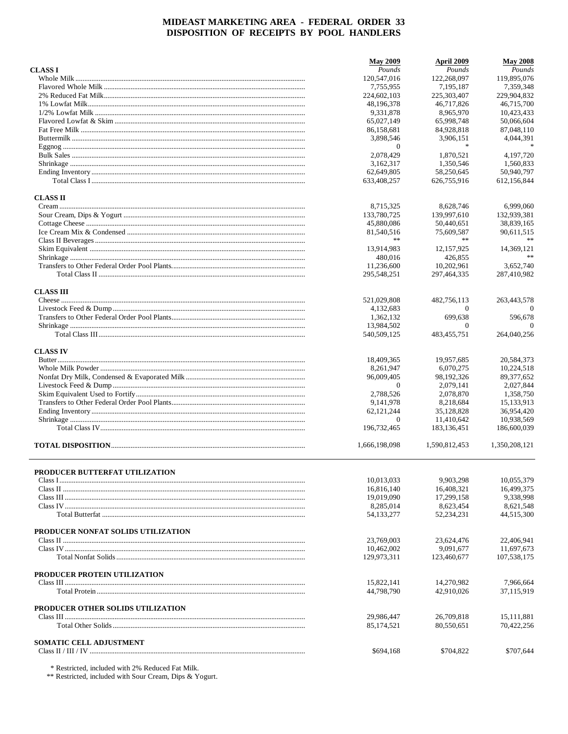# MIDEAST MARKETING AREA - FEDERAL ORDER 33
# DISPOSITION OF RECEIPTS BY POOL HANDLERS

| | May 2009 | April 2009 | May 2008 |
|---|---|---|---|
| | *Pounds* | *Pounds* | *Pounds* |
| **CLASS I** | | | |
| Whole Milk | 120,547,016 | 122,268,097 | 119,895,076 |
| Flavored Whole Milk | 7,755,955 | 7,195,187 | 7,359,348 |
| 2% Reduced Fat Milk | 224,602,103 | 225,303,407 | 229,904,832 |
| 1% Lowfat Milk | 48,196,378 | 46,717,826 | 46,715,700 |
| 1/2% Lowfat Milk | 9,331,878 | 8,965,970 | 10,423,433 |
| Flavored Lowfat & Skim | 65,027,149 | 65,998,748 | 50,066,604 |
| Fat Free Milk | 86,158,681 | 84,928,818 | 87,048,110 |
| Buttermilk | 3,898,546 | 3,906,151 | 4,044,391 |
| Eggnog | 0 | * | * |
| Bulk Sales | 2,078,429 | 1,870,521 | 4,197,720 |
| Shrinkage | 3,162,317 | 1,350,546 | 1,560,833 |
| Ending Inventory | 62,649,805 | 58,250,645 | 50,940,797 |
| Total Class I | 633,408,257 | 626,755,916 | 612,156,844 |
| **CLASS II** | | | |
| Cream | 8,715,325 | 8,628,746 | 6,999,060 |
| Sour Cream, Dips & Yogurt | 133,780,725 | 139,997,610 | 132,939,381 |
| Cottage Cheese | 45,880,086 | 50,440,651 | 38,839,165 |
| Ice Cream Mix & Condensed | 81,540,516 | 75,609,587 | 90,611,515 |
| Class II Beverages | ** | ** | ** |
| Skim Equivalent | 13,914,983 | 12,157,925 | 14,369,121 |
| Shrinkage | 480,016 | 426,855 | ** |
| Transfers to Other Federal Order Pool Plants | 11,236,600 | 10,202,961 | 3,652,740 |
| Total Class II | 295,548,251 | 297,464,335 | 287,410,982 |
| **CLASS III** | | | |
| Cheese | 521,029,808 | 482,756,113 | 263,443,578 |
| Livestock Feed & Dump | 4,132,683 | 0 | 0 |
| Transfers to Other Federal Order Pool Plants | 1,362,132 | 699,638 | 596,678 |
| Shrinkage | 13,984,502 | 0 | 0 |
| Total Class III | 540,509,125 | 483,455,751 | 264,040,256 |
| **CLASS IV** | | | |
| Butter | 18,409,365 | 19,957,685 | 20,584,373 |
| Whole Milk Powder | 8,261,947 | 6,070,275 | 10,224,518 |
| Nonfat Dry Milk, Condensed & Evaporated Milk | 96,009,405 | 98,192,326 | 89,377,652 |
| Livestock Feed & Dump | 0 | 2,079,141 | 2,027,844 |
| Skim Equivalent Used to Fortify | 2,788,526 | 2,078,870 | 1,358,750 |
| Transfers to Other Federal Order Pool Plants | 9,141,978 | 8,218,684 | 15,133,913 |
| Ending Inventory | 62,121,244 | 35,128,828 | 36,954,420 |
| Shrinkage | 0 | 11,410,642 | 10,938,569 |
| Total Class IV | 196,732,465 | 183,136,451 | 186,600,039 |
| **TOTAL DISPOSITION** | 1,666,198,098 | 1,590,812,453 | 1,350,208,121 |

| | May 2009 | April 2009 | May 2008 |
|---|---|---|---|
| **PRODUCER BUTTERFAT UTILIZATION** | | | |
| Class I | 10,013,033 | 9,903,298 | 10,055,379 |
| Class II | 16,816,140 | 16,408,321 | 16,499,375 |
| Class III | 19,019,090 | 17,299,158 | 9,338,998 |
| Class IV | 8,285,014 | 8,623,454 | 8,621,548 |
| Total Butterfat | 54,133,277 | 52,234,231 | 44,515,300 |
| **PRODUCER NONFAT SOLIDS UTILIZATION** | | | |
| Class II | 23,769,003 | 23,624,476 | 22,406,941 |
| Class IV | 10,462,002 | 9,091,677 | 11,697,673 |
| Total Nonfat Solids | 129,973,311 | 123,460,677 | 107,538,175 |
| **PRODUCER PROTEIN UTILIZATION** | | | |
| Class III | 15,822,141 | 14,270,982 | 7,966,664 |
| Total Protein | 44,798,790 | 42,910,026 | 37,115,919 |
| **PRODUCER OTHER SOLIDS UTILIZATION** | | | |
| Class III | 29,986,447 | 26,709,818 | 15,111,881 |
| Total Other Solids | 85,174,521 | 80,550,651 | 70,422,256 |
| **SOMATIC CELL ADJUSTMENT** | | | |
| Class II / III / IV | $694,168 | $704,822 | $707,644 |

\* Restricted, included with 2% Reduced Fat Milk.

\*\* Restricted, included with Sour Cream, Dips & Yogurt.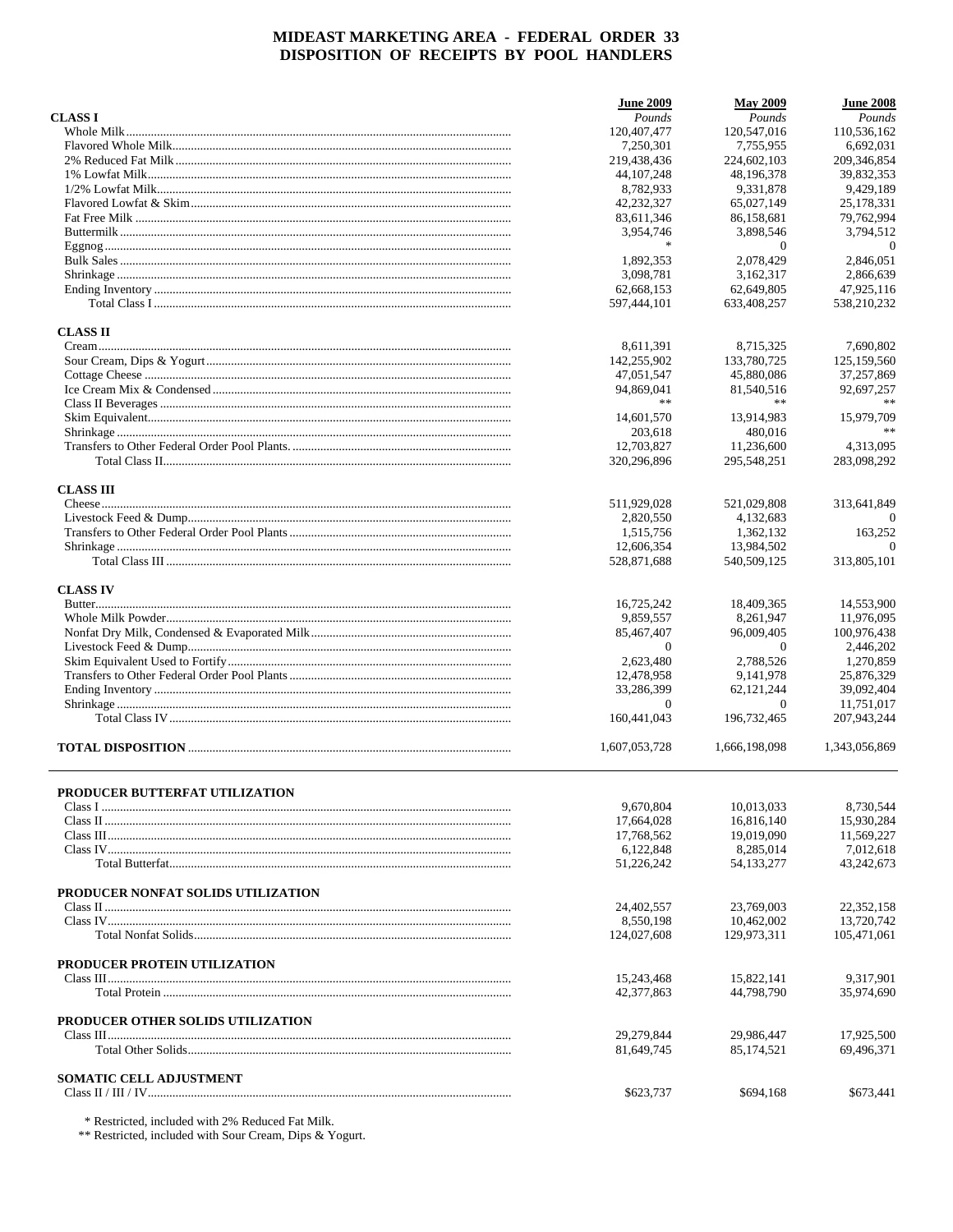# MIDEAST MARKETING AREA - FEDERAL ORDER 33
## DISPOSITION OF RECEIPTS BY POOL HANDLERS

| | June 2009 | May 2009 | June 2008 |
|---|---|---|---|
| | Pounds | Pounds | Pounds |
| **CLASS I** | | | |
| Whole Milk | 120,407,477 | 120,547,016 | 110,536,162 |
| Flavored Whole Milk | 7,250,301 | 7,755,955 | 6,692,031 |
| 2% Reduced Fat Milk | 219,438,436 | 224,602,103 | 209,346,854 |
| 1% Lowfat Milk | 44,107,248 | 48,196,378 | 39,832,353 |
| 1/2% Lowfat Milk | 8,782,933 | 9,331,878 | 9,429,189 |
| Flavored Lowfat & Skim | 42,232,327 | 65,027,149 | 25,178,331 |
| Fat Free Milk | 83,611,346 | 86,158,681 | 79,762,994 |
| Buttermilk | 3,954,746 | 3,898,546 | 3,794,512 |
| Eggnog | * | 0 | 0 |
| Bulk Sales | 1,892,353 | 2,078,429 | 2,846,051 |
| Shrinkage | 3,098,781 | 3,162,317 | 2,866,639 |
| Ending Inventory | 62,668,153 | 62,649,805 | 47,925,116 |
| Total Class I | 597,444,101 | 633,408,257 | 538,210,232 |
| **CLASS II** | | | |
| Cream | 8,611,391 | 8,715,325 | 7,690,802 |
| Sour Cream, Dips & Yogurt | 142,255,902 | 133,780,725 | 125,159,560 |
| Cottage Cheese | 47,051,547 | 45,880,086 | 37,257,869 |
| Ice Cream Mix & Condensed | 94,869,041 | 81,540,516 | 92,697,257 |
| Class II Beverages | ** | ** | ** |
| Skim Equivalent | 14,601,570 | 13,914,983 | 15,979,709 |
| Shrinkage | 203,618 | 480,016 | ** |
| Transfers to Other Federal Order Pool Plants. | 12,703,827 | 11,236,600 | 4,313,095 |
| Total Class II | 320,296,896 | 295,548,251 | 283,098,292 |
| **CLASS III** | | | |
| Cheese | 511,929,028 | 521,029,808 | 313,641,849 |
| Livestock Feed & Dump | 2,820,550 | 4,132,683 | 0 |
| Transfers to Other Federal Order Pool Plants | 1,515,756 | 1,362,132 | 163,252 |
| Shrinkage | 12,606,354 | 13,984,502 | 0 |
| Total Class III | 528,871,688 | 540,509,125 | 313,805,101 |
| **CLASS IV** | | | |
| Butter | 16,725,242 | 18,409,365 | 14,553,900 |
| Whole Milk Powder | 9,859,557 | 8,261,947 | 11,976,095 |
| Nonfat Dry Milk, Condensed & Evaporated Milk | 85,467,407 | 96,009,405 | 100,976,438 |
| Livestock Feed & Dump | 0 | 0 | 2,446,202 |
| Skim Equivalent Used to Fortify | 2,623,480 | 2,788,526 | 1,270,859 |
| Transfers to Other Federal Order Pool Plants | 12,478,958 | 9,141,978 | 25,876,329 |
| Ending Inventory | 33,286,399 | 62,121,244 | 39,092,404 |
| Shrinkage | 0 | 0 | 11,751,017 |
| Total Class IV | 160,441,043 | 196,732,465 | 207,943,244 |
| **TOTAL DISPOSITION** | 1,607,053,728 | 1,666,198,098 | 1,343,056,869 |

| | June 2009 | May 2009 | June 2008 |
|---|---|---|---|
| **PRODUCER BUTTERFAT UTILIZATION** | | | |
| Class I | 9,670,804 | 10,013,033 | 8,730,544 |
| Class II | 17,664,028 | 16,816,140 | 15,930,284 |
| Class III | 17,768,562 | 19,019,090 | 11,569,227 |
| Class IV | 6,122,848 | 8,285,014 | 7,012,618 |
| Total Butterfat | 51,226,242 | 54,133,277 | 43,242,673 |
| **PRODUCER NONFAT SOLIDS UTILIZATION** | | | |
| Class II | 24,402,557 | 23,769,003 | 22,352,158 |
| Class IV | 8,550,198 | 10,462,002 | 13,720,742 |
| Total Nonfat Solids | 124,027,608 | 129,973,311 | 105,471,061 |
| **PRODUCER PROTEIN UTILIZATION** | | | |
| Class III | 15,243,468 | 15,822,141 | 9,317,901 |
| Total Protein | 42,377,863 | 44,798,790 | 35,974,690 |
| **PRODUCER OTHER SOLIDS UTILIZATION** | | | |
| Class III | 29,279,844 | 29,986,447 | 17,925,500 |
| Total Other Solids | 81,649,745 | 85,174,521 | 69,496,371 |
| **SOMATIC CELL ADJUSTMENT** | | | |
| Class II / III / IV | $623,737 | $694,168 | $673,441 |

\* Restricted, included with 2% Reduced Fat Milk.
\*\* Restricted, included with Sour Cream, Dips & Yogurt.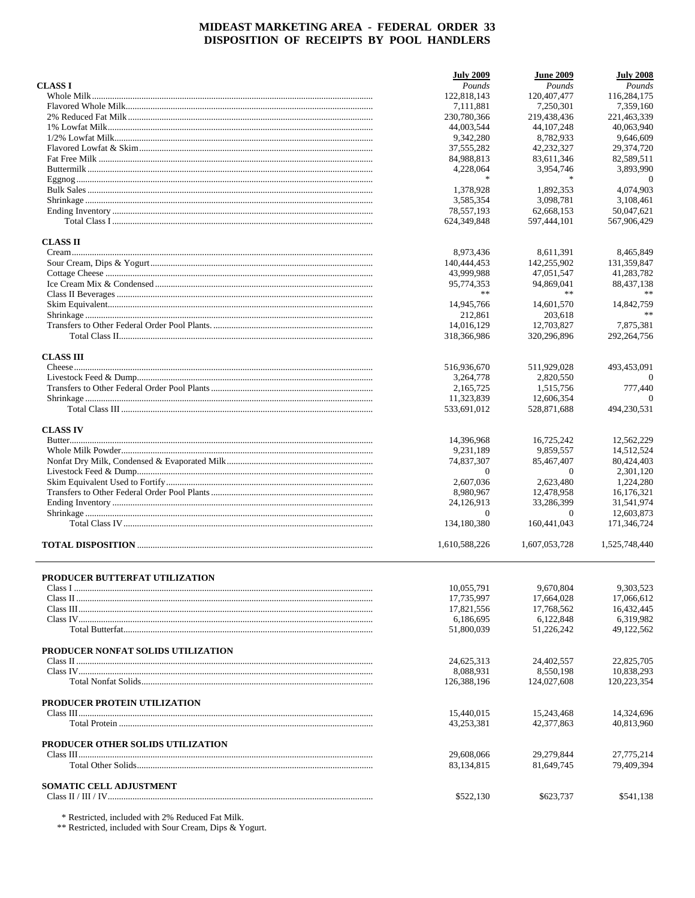# MIDEAST MARKETING AREA - FEDERAL ORDER 33
## DISPOSITION OF RECEIPTS BY POOL HANDLERS

| | July 2009 | June 2009 | July 2008 |
|---|---|---|---|
| **CLASS I** | *Pounds* | *Pounds* | *Pounds* |
| Whole Milk | 122,818,143 | 120,407,477 | 116,284,175 |
| Flavored Whole Milk | 7,111,881 | 7,250,301 | 7,359,160 |
| 2% Reduced Fat Milk | 230,780,366 | 219,438,436 | 221,463,339 |
| 1% Lowfat Milk | 44,003,544 | 44,107,248 | 40,063,940 |
| 1/2% Lowfat Milk | 9,342,280 | 8,782,933 | 9,646,609 |
| Flavored Lowfat & Skim | 37,555,282 | 42,232,327 | 29,374,720 |
| Fat Free Milk | 84,988,813 | 83,611,346 | 82,589,511 |
| Buttermilk | 4,228,064 | 3,954,746 | 3,893,990 |
| Eggnog | * | * | 0 |
| Bulk Sales | 1,378,928 | 1,892,353 | 4,074,903 |
| Shrinkage | 3,585,354 | 3,098,781 | 3,108,461 |
| Ending Inventory | 78,557,193 | 62,668,153 | 50,047,621 |
| Total Class I | 624,349,848 | 597,444,101 | 567,906,429 |
| **CLASS II** | | | |
| Cream | 8,973,436 | 8,611,391 | 8,465,849 |
| Sour Cream, Dips & Yogurt | 140,444,453 | 142,255,902 | 131,359,847 |
| Cottage Cheese | 43,999,988 | 47,051,547 | 41,283,782 |
| Ice Cream Mix & Condensed | 95,774,353 | 94,869,041 | 88,437,138 |
| Class II Beverages | ** | ** | ** |
| Skim Equivalent | 14,945,766 | 14,601,570 | 14,842,759 |
| Shrinkage | 212,861 | 203,618 | ** |
| Transfers to Other Federal Order Pool Plants. | 14,016,129 | 12,703,827 | 7,875,381 |
| Total Class II | 318,366,986 | 320,296,896 | 292,264,756 |
| **CLASS III** | | | |
| Cheese | 516,936,670 | 511,929,028 | 493,453,091 |
| Livestock Feed & Dump | 3,264,778 | 2,820,550 | 0 |
| Transfers to Other Federal Order Pool Plants | 2,165,725 | 1,515,756 | 777,440 |
| Shrinkage | 11,323,839 | 12,606,354 | 0 |
| Total Class III | 533,691,012 | 528,871,688 | 494,230,531 |
| **CLASS IV** | | | |
| Butter | 14,396,968 | 16,725,242 | 12,562,229 |
| Whole Milk Powder | 9,231,189 | 9,859,557 | 14,512,524 |
| Nonfat Dry Milk, Condensed & Evaporated Milk | 74,837,307 | 85,467,407 | 80,424,403 |
| Livestock Feed & Dump | 0 | 0 | 2,301,120 |
| Skim Equivalent Used to Fortify | 2,607,036 | 2,623,480 | 1,224,280 |
| Transfers to Other Federal Order Pool Plants | 8,980,967 | 12,478,958 | 16,176,321 |
| Ending Inventory | 24,126,913 | 33,286,399 | 31,541,974 |
| Shrinkage | 0 | 0 | 12,603,873 |
| Total Class IV | 134,180,380 | 160,441,043 | 171,346,724 |
| **TOTAL DISPOSITION** | 1,610,588,226 | 1,607,053,728 | 1,525,748,440 |

| | July 2009 | June 2009 | July 2008 |
|---|---|---|---|
| **PRODUCER BUTTERFAT UTILIZATION** | | | |
| Class I | 10,055,791 | 9,670,804 | 9,303,523 |
| Class II | 17,735,997 | 17,664,028 | 17,066,612 |
| Class III | 17,821,556 | 17,768,562 | 16,432,445 |
| Class IV | 6,186,695 | 6,122,848 | 6,319,982 |
| Total Butterfat | 51,800,039 | 51,226,242 | 49,122,562 |
| **PRODUCER NONFAT SOLIDS UTILIZATION** | | | |
| Class II | 24,625,313 | 24,402,557 | 22,825,705 |
| Class IV | 8,088,931 | 8,550,198 | 10,838,293 |
| Total Nonfat Solids | 126,388,196 | 124,027,608 | 120,223,354 |
| **PRODUCER PROTEIN UTILIZATION** | | | |
| Class III | 15,440,015 | 15,243,468 | 14,324,696 |
| Total Protein | 43,253,381 | 42,377,863 | 40,813,960 |
| **PRODUCER OTHER SOLIDS UTILIZATION** | | | |
| Class III | 29,608,066 | 29,279,844 | 27,775,214 |
| Total Other Solids | 83,134,815 | 81,649,745 | 79,409,394 |
| **SOMATIC CELL ADJUSTMENT** | | | |
| Class II / III / IV | $522,130 | $623,737 | $541,138 |

\* Restricted, included with 2% Reduced Fat Milk.
** Restricted, included with Sour Cream, Dips & Yogurt.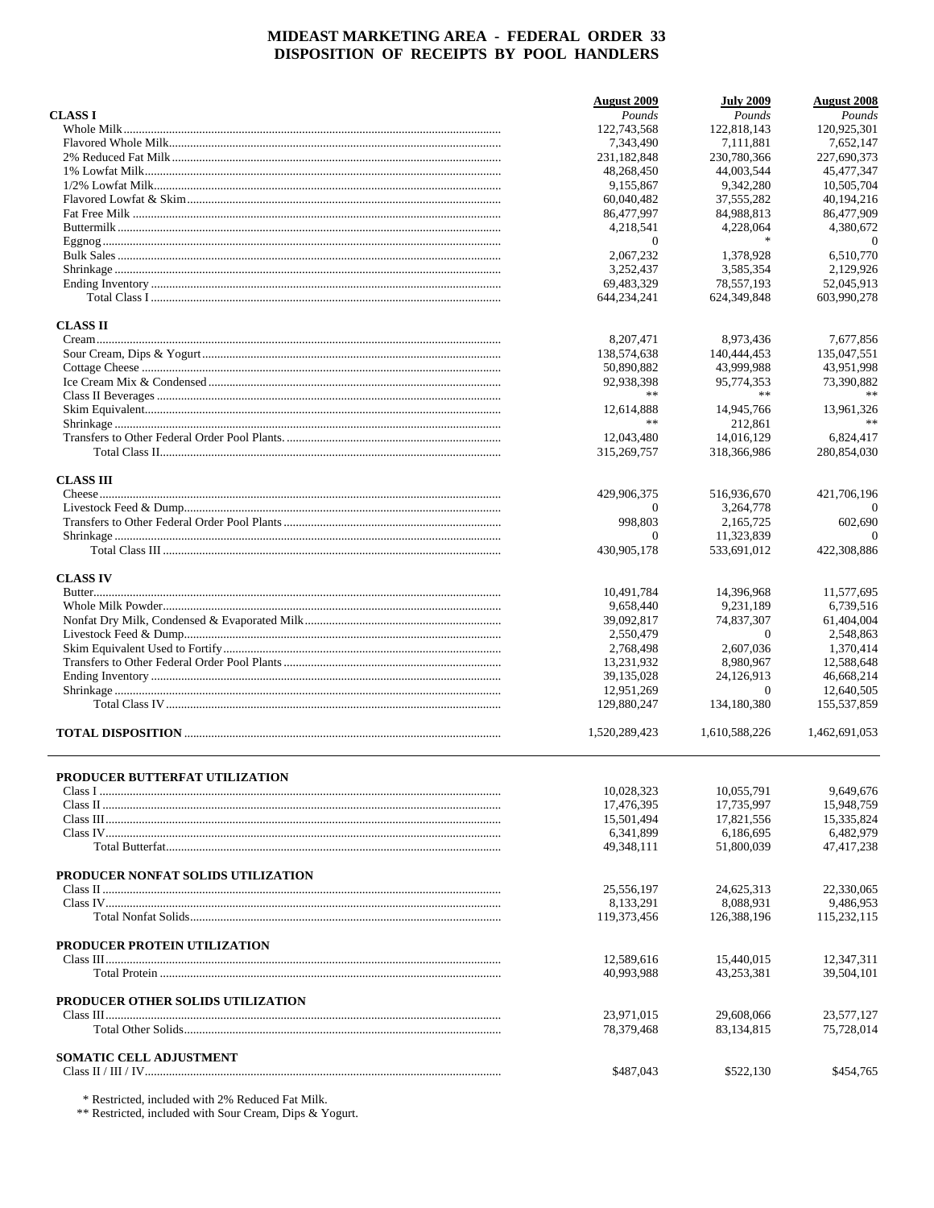# MIDEAST MARKETING AREA - FEDERAL ORDER 33
## DISPOSITION OF RECEIPTS BY POOL HANDLERS

| | August 2009 | July 2009 | August 2008 |
|---|---|---|---|
| **CLASS I** | *Pounds* | *Pounds* | *Pounds* |
| Whole Milk | 122,743,568 | 122,818,143 | 120,925,301 |
| Flavored Whole Milk | 7,343,490 | 7,111,881 | 7,652,147 |
| 2% Reduced Fat Milk | 231,182,848 | 230,780,366 | 227,690,373 |
| 1% Lowfat Milk | 48,268,450 | 44,003,544 | 45,477,347 |
| 1/2% Lowfat Milk | 9,155,867 | 9,342,280 | 10,505,704 |
| Flavored Lowfat & Skim | 60,040,482 | 37,555,282 | 40,194,216 |
| Fat Free Milk | 86,477,997 | 84,988,813 | 86,477,909 |
| Buttermilk | 4,218,541 | 4,228,064 | 4,380,672 |
| Eggnog | 0 | * | 0 |
| Bulk Sales | 2,067,232 | 1,378,928 | 6,510,770 |
| Shrinkage | 3,252,437 | 3,585,354 | 2,129,926 |
| Ending Inventory | 69,483,329 | 78,557,193 | 52,045,913 |
| Total Class I | 644,234,241 | 624,349,848 | 603,990,278 |
| **CLASS II** | | | |
| Cream | 8,207,471 | 8,973,436 | 7,677,856 |
| Sour Cream, Dips & Yogurt | 138,574,638 | 140,444,453 | 135,047,551 |
| Cottage Cheese | 50,890,882 | 43,999,988 | 43,951,998 |
| Ice Cream Mix & Condensed | 92,938,398 | 95,774,353 | 73,390,882 |
| Class II Beverages | ** | ** | ** |
| Skim Equivalent | 12,614,888 | 14,945,766 | 13,961,326 |
| Shrinkage | ** | 212,861 | ** |
| Transfers to Other Federal Order Pool Plants. | 12,043,480 | 14,016,129 | 6,824,417 |
| Total Class II | 315,269,757 | 318,366,986 | 280,854,030 |
| **CLASS III** | | | |
| Cheese | 429,906,375 | 516,936,670 | 421,706,196 |
| Livestock Feed & Dump | 0 | 3,264,778 | 0 |
| Transfers to Other Federal Order Pool Plants | 998,803 | 2,165,725 | 602,690 |
| Shrinkage | 0 | 11,323,839 | 0 |
| Total Class III | 430,905,178 | 533,691,012 | 422,308,886 |
| **CLASS IV** | | | |
| Butter | 10,491,784 | 14,396,968 | 11,577,695 |
| Whole Milk Powder | 9,658,440 | 9,231,189 | 6,739,516 |
| Nonfat Dry Milk, Condensed & Evaporated Milk | 39,092,817 | 74,837,307 | 61,404,004 |
| Livestock Feed & Dump | 2,550,479 | 0 | 2,548,863 |
| Skim Equivalent Used to Fortify | 2,768,498 | 2,607,036 | 1,370,414 |
| Transfers to Other Federal Order Pool Plants | 13,231,932 | 8,980,967 | 12,588,648 |
| Ending Inventory | 39,135,028 | 24,126,913 | 46,668,214 |
| Shrinkage | 12,951,269 | 0 | 12,640,505 |
| Total Class IV | 129,880,247 | 134,180,380 | 155,537,859 |
| **TOTAL DISPOSITION** | 1,520,289,423 | 1,610,588,226 | 1,462,691,053 |

| | August 2009 | July 2009 | August 2008 |
|---|---|---|---|
| **PRODUCER BUTTERFAT UTILIZATION** | | | |
| Class I | 10,028,323 | 10,055,791 | 9,649,676 |
| Class II | 17,476,395 | 17,735,997 | 15,948,759 |
| Class III | 15,501,494 | 17,821,556 | 15,335,824 |
| Class IV | 6,341,899 | 6,186,695 | 6,482,979 |
| Total Butterfat | 49,348,111 | 51,800,039 | 47,417,238 |
| **PRODUCER NONFAT SOLIDS UTILIZATION** | | | |
| Class II | 25,556,197 | 24,625,313 | 22,330,065 |
| Class IV | 8,133,291 | 8,088,931 | 9,486,953 |
| Total Nonfat Solids | 119,373,456 | 126,388,196 | 115,232,115 |
| **PRODUCER PROTEIN UTILIZATION** | | | |
| Class III | 12,589,616 | 15,440,015 | 12,347,311 |
| Total Protein | 40,993,988 | 43,253,381 | 39,504,101 |
| **PRODUCER OTHER SOLIDS UTILIZATION** | | | |
| Class III | 23,971,015 | 29,608,066 | 23,577,127 |
| Total Other Solids | 78,379,468 | 83,134,815 | 75,728,014 |
| **SOMATIC CELL ADJUSTMENT** | | | |
| Class II / III / IV | $487,043 | $522,130 | $454,765 |

\* Restricted, included with 2% Reduced Fat Milk.
\** Restricted, included with Sour Cream, Dips & Yogurt.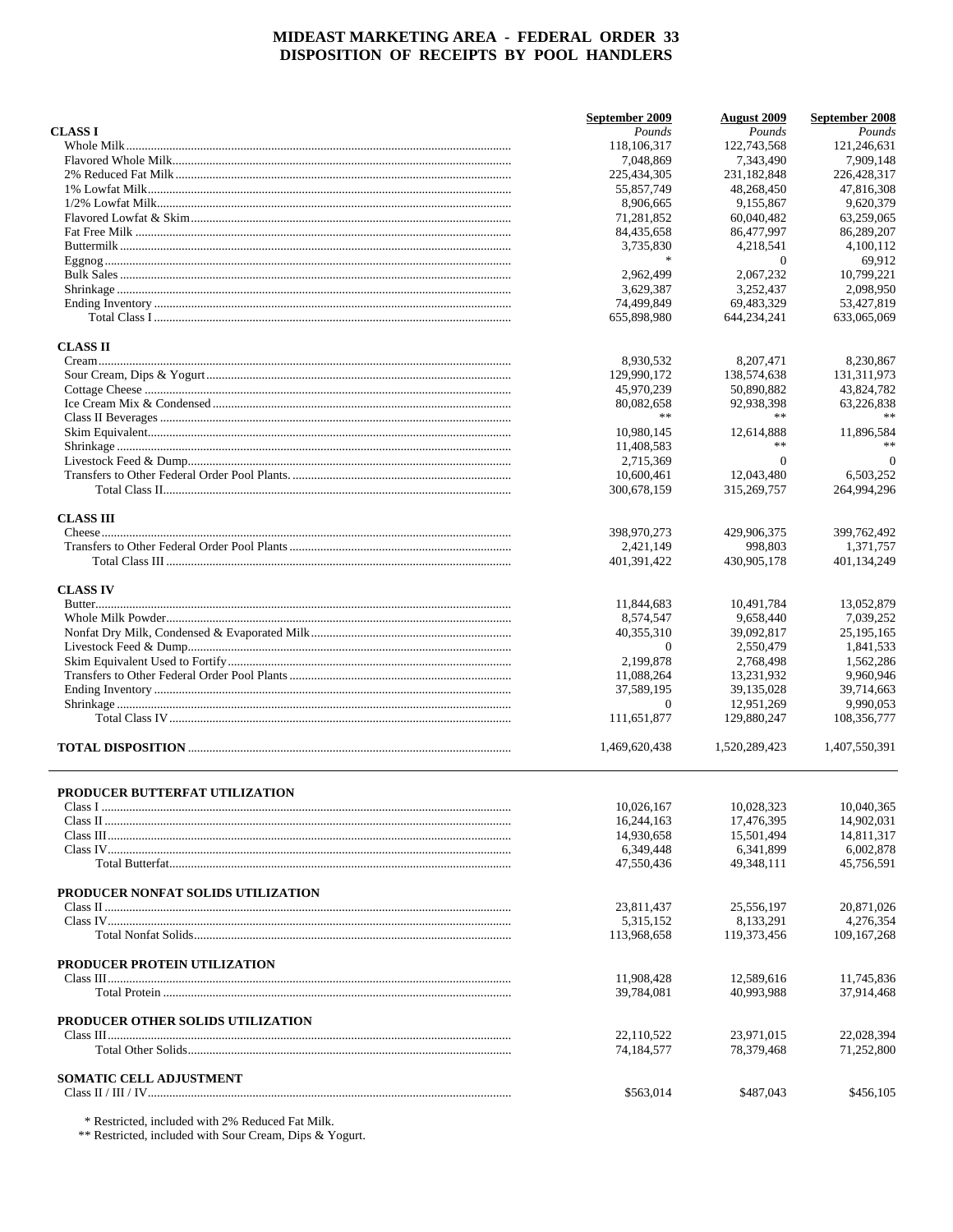# MIDEAST MARKETING AREA - FEDERAL ORDER 33
## DISPOSITION OF RECEIPTS BY POOL HANDLERS

| | September 2009 | August 2009 | September 2008 |
|---|---|---|---|
| **CLASS I** | *Pounds* | *Pounds* | *Pounds* |
| Whole Milk | 118,106,317 | 122,743,568 | 121,246,631 |
| Flavored Whole Milk | 7,048,869 | 7,343,490 | 7,909,148 |
| 2% Reduced Fat Milk | 225,434,305 | 231,182,848 | 226,428,317 |
| 1% Lowfat Milk | 55,857,749 | 48,268,450 | 47,816,308 |
| 1/2% Lowfat Milk | 8,906,665 | 9,155,867 | 9,620,379 |
| Flavored Lowfat & Skim | 71,281,852 | 60,040,482 | 63,259,065 |
| Fat Free Milk | 84,435,658 | 86,477,997 | 86,289,207 |
| Buttermilk | 3,735,830 | 4,218,541 | 4,100,112 |
| Eggnog | * | 0 | 69,912 |
| Bulk Sales | 2,962,499 | 2,067,232 | 10,799,221 |
| Shrinkage | 3,629,387 | 3,252,437 | 2,098,950 |
| Ending Inventory | 74,499,849 | 69,483,329 | 53,427,819 |
| Total Class I | 655,898,980 | 644,234,241 | 633,065,069 |
| **CLASS II** | | | |
| Cream | 8,930,532 | 8,207,471 | 8,230,867 |
| Sour Cream, Dips & Yogurt | 129,990,172 | 138,574,638 | 131,311,973 |
| Cottage Cheese | 45,970,239 | 50,890,882 | 43,824,782 |
| Ice Cream Mix & Condensed | 80,082,658 | 92,938,398 | 63,226,838 |
| Class II Beverages | ** | ** | ** |
| Skim Equivalent | 10,980,145 | 12,614,888 | 11,896,584 |
| Shrinkage | 11,408,583 | ** | ** |
| Livestock Feed & Dump | 2,715,369 | 0 | 0 |
| Transfers to Other Federal Order Pool Plants. | 10,600,461 | 12,043,480 | 6,503,252 |
| Total Class II | 300,678,159 | 315,269,757 | 264,994,296 |
| **CLASS III** | | | |
| Cheese | 398,970,273 | 429,906,375 | 399,762,492 |
| Transfers to Other Federal Order Pool Plants | 2,421,149 | 998,803 | 1,371,757 |
| Total Class III | 401,391,422 | 430,905,178 | 401,134,249 |
| **CLASS IV** | | | |
| Butter | 11,844,683 | 10,491,784 | 13,052,879 |
| Whole Milk Powder | 8,574,547 | 9,658,440 | 7,039,252 |
| Nonfat Dry Milk, Condensed & Evaporated Milk | 40,355,310 | 39,092,817 | 25,195,165 |
| Livestock Feed & Dump | 0 | 2,550,479 | 1,841,533 |
| Skim Equivalent Used to Fortify | 2,199,878 | 2,768,498 | 1,562,286 |
| Transfers to Other Federal Order Pool Plants | 11,088,264 | 13,231,932 | 9,960,946 |
| Ending Inventory | 37,589,195 | 39,135,028 | 39,714,663 |
| Shrinkage | 0 | 12,951,269 | 9,990,053 |
| Total Class IV | 111,651,877 | 129,880,247 | 108,356,777 |
| **TOTAL DISPOSITION** | 1,469,620,438 | 1,520,289,423 | 1,407,550,391 |

| | September 2009 | August 2009 | September 2008 |
|---|---|---|---|
| **PRODUCER BUTTERFAT UTILIZATION** | | | |
| Class I | 10,026,167 | 10,028,323 | 10,040,365 |
| Class II | 16,244,163 | 17,476,395 | 14,902,031 |
| Class III | 14,930,658 | 15,501,494 | 14,811,317 |
| Class IV | 6,349,448 | 6,341,899 | 6,002,878 |
| Total Butterfat | 47,550,436 | 49,348,111 | 45,756,591 |
| **PRODUCER NONFAT SOLIDS UTILIZATION** | | | |
| Class II | 23,811,437 | 25,556,197 | 20,871,026 |
| Class IV | 5,315,152 | 8,133,291 | 4,276,354 |
| Total Nonfat Solids | 113,968,658 | 119,373,456 | 109,167,268 |
| **PRODUCER PROTEIN UTILIZATION** | | | |
| Class III | 11,908,428 | 12,589,616 | 11,745,836 |
| Total Protein | 39,784,081 | 40,993,988 | 37,914,468 |
| **PRODUCER OTHER SOLIDS UTILIZATION** | | | |
| Class III | 22,110,522 | 23,971,015 | 22,028,394 |
| Total Other Solids | 74,184,577 | 78,379,468 | 71,252,800 |
| **SOMATIC CELL ADJUSTMENT** | | | |
| Class II / III / IV | $563,014 | $487,043 | $456,105 |

\* Restricted, included with 2% Reduced Fat Milk.
\** Restricted, included with Sour Cream, Dips & Yogurt.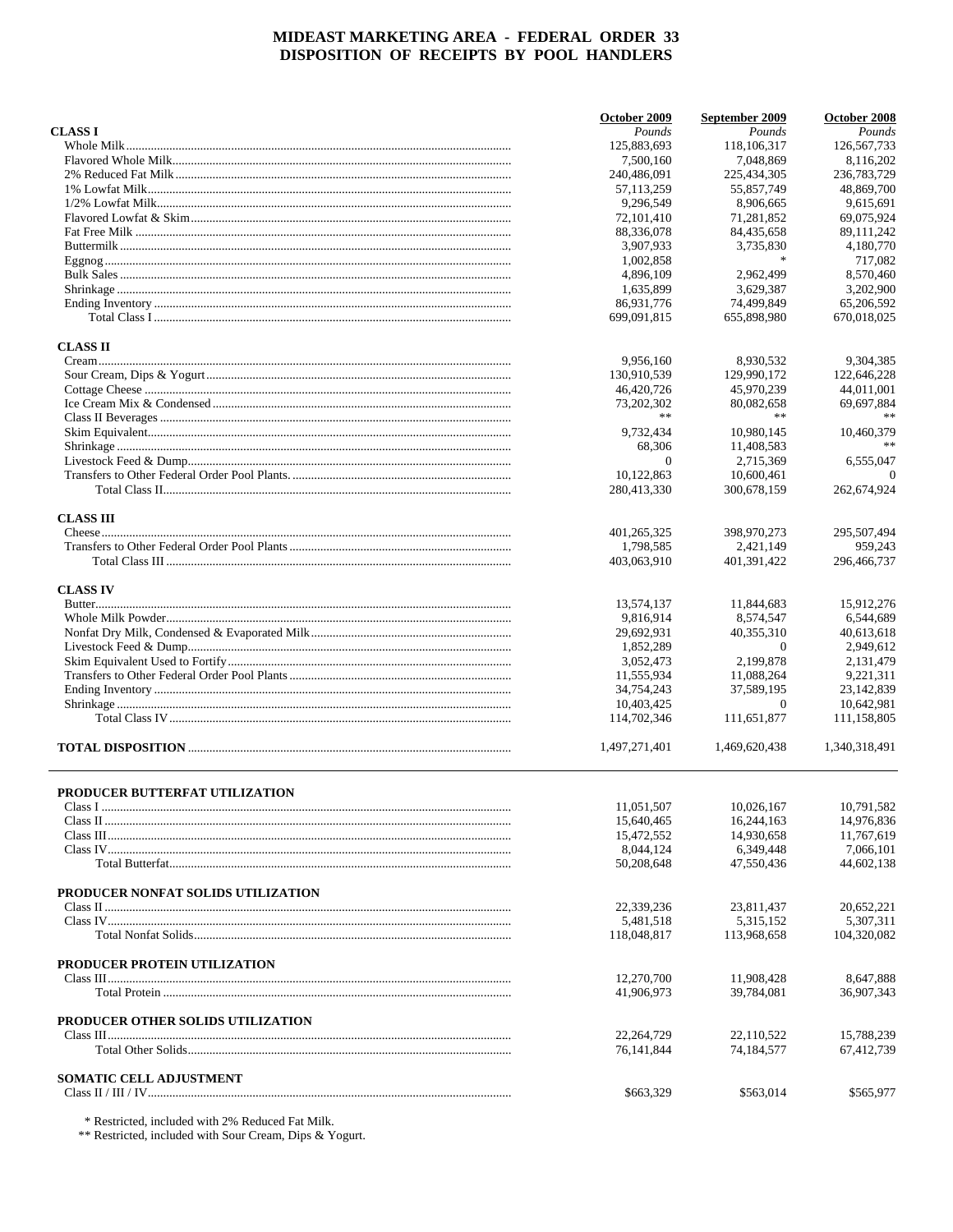# MIDEAST MARKETING AREA - FEDERAL ORDER 33
## DISPOSITION OF RECEIPTS BY POOL HANDLERS

| | October 2009 | September 2009 | October 2008 |
|---|---|---|---|
| **CLASS I** | *Pounds* | *Pounds* | *Pounds* |
| Whole Milk | 125,883,693 | 118,106,317 | 126,567,733 |
| Flavored Whole Milk | 7,500,160 | 7,048,869 | 8,116,202 |
| 2% Reduced Fat Milk | 240,486,091 | 225,434,305 | 236,783,729 |
| 1% Lowfat Milk | 57,113,259 | 55,857,749 | 48,869,700 |
| 1/2% Lowfat Milk | 9,296,549 | 8,906,665 | 9,615,691 |
| Flavored Lowfat & Skim | 72,101,410 | 71,281,852 | 69,075,924 |
| Fat Free Milk | 88,336,078 | 84,435,658 | 89,111,242 |
| Buttermilk | 3,907,933 | 3,735,830 | 4,180,770 |
| Eggnog | 1,002,858 | * | 717,082 |
| Bulk Sales | 4,896,109 | 2,962,499 | 8,570,460 |
| Shrinkage | 1,635,899 | 3,629,387 | 3,202,900 |
| Ending Inventory | 86,931,776 | 74,499,849 | 65,206,592 |
| Total Class I | 699,091,815 | 655,898,980 | 670,018,025 |
| **CLASS II** | | | |
| Cream | 9,956,160 | 8,930,532 | 9,304,385 |
| Sour Cream, Dips & Yogurt | 130,910,539 | 129,990,172 | 122,646,228 |
| Cottage Cheese | 46,420,726 | 45,970,239 | 44,011,001 |
| Ice Cream Mix & Condensed | 73,202,302 | 80,082,658 | 69,697,884 |
| Class II Beverages | ** | ** | ** |
| Skim Equivalent | 9,732,434 | 10,980,145 | 10,460,379 |
| Shrinkage | 68,306 | 11,408,583 | ** |
| Livestock Feed & Dump | 0 | 2,715,369 | 6,555,047 |
| Transfers to Other Federal Order Pool Plants. | 10,122,863 | 10,600,461 | 0 |
| Total Class II | 280,413,330 | 300,678,159 | 262,674,924 |
| **CLASS III** | | | |
| Cheese | 401,265,325 | 398,970,273 | 295,507,494 |
| Transfers to Other Federal Order Pool Plants | 1,798,585 | 2,421,149 | 959,243 |
| Total Class III | 403,063,910 | 401,391,422 | 296,466,737 |
| **CLASS IV** | | | |
| Butter | 13,574,137 | 11,844,683 | 15,912,276 |
| Whole Milk Powder | 9,816,914 | 8,574,547 | 6,544,689 |
| Nonfat Dry Milk, Condensed & Evaporated Milk | 29,692,931 | 40,355,310 | 40,613,618 |
| Livestock Feed & Dump | 1,852,289 | 0 | 2,949,612 |
| Skim Equivalent Used to Fortify | 3,052,473 | 2,199,878 | 2,131,479 |
| Transfers to Other Federal Order Pool Plants | 11,555,934 | 11,088,264 | 9,221,311 |
| Ending Inventory | 34,754,243 | 37,589,195 | 23,142,839 |
| Shrinkage | 10,403,425 | 0 | 10,642,981 |
| Total Class IV | 114,702,346 | 111,651,877 | 111,158,805 |
| **TOTAL DISPOSITION** | 1,497,271,401 | 1,469,620,438 | 1,340,318,491 |

| | October 2009 | September 2009 | October 2008 |
|---|---|---|---|
| **PRODUCER BUTTERFAT UTILIZATION** | | | |
| Class I | 11,051,507 | 10,026,167 | 10,791,582 |
| Class II | 15,640,465 | 16,244,163 | 14,976,836 |
| Class III | 15,472,552 | 14,930,658 | 11,767,619 |
| Class IV | 8,044,124 | 6,349,448 | 7,066,101 |
| Total Butterfat | 50,208,648 | 47,550,436 | 44,602,138 |
| **PRODUCER NONFAT SOLIDS UTILIZATION** | | | |
| Class II | 22,339,236 | 23,811,437 | 20,652,221 |
| Class IV | 5,481,518 | 5,315,152 | 5,307,311 |
| Total Nonfat Solids | 118,048,817 | 113,968,658 | 104,320,082 |
| **PRODUCER PROTEIN UTILIZATION** | | | |
| Class III | 12,270,700 | 11,908,428 | 8,647,888 |
| Total Protein | 41,906,973 | 39,784,081 | 36,907,343 |
| **PRODUCER OTHER SOLIDS UTILIZATION** | | | |
| Class III | 22,264,729 | 22,110,522 | 15,788,239 |
| Total Other Solids | 76,141,844 | 74,184,577 | 67,412,739 |
| **SOMATIC CELL ADJUSTMENT** | | | |
| Class II / III / IV | $663,329 | $563,014 | $565,977 |

\* Restricted, included with 2% Reduced Fat Milk.
\*\* Restricted, included with Sour Cream, Dips & Yogurt.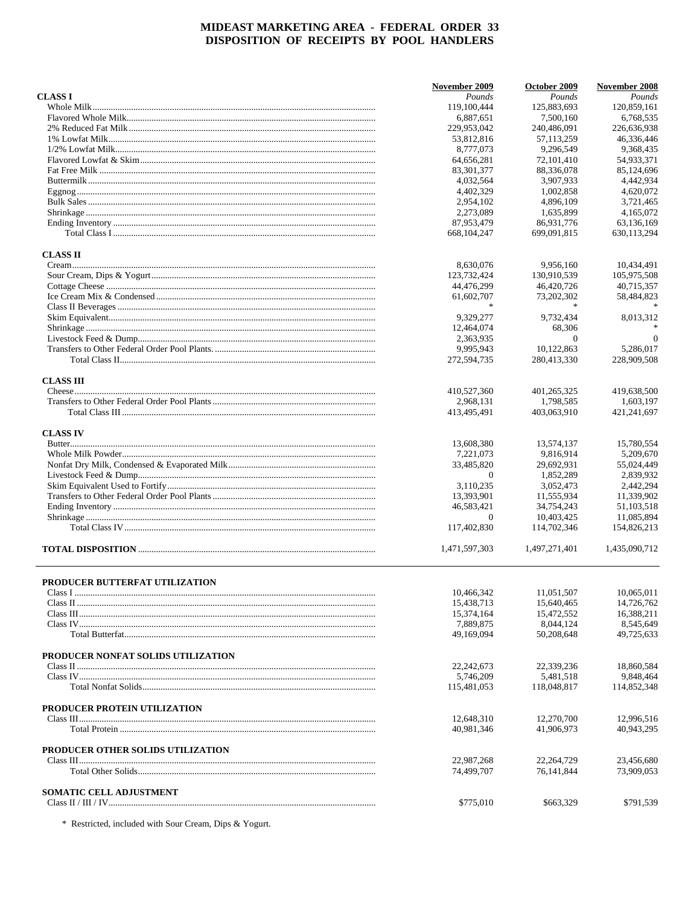# MIDEAST MARKETING AREA - FEDERAL ORDER 33
## DISPOSITION OF RECEIPTS BY POOL HANDLERS

| | November 2009 | October 2009 | November 2008 |
|---|---|---|---|
| **CLASS I** | *Pounds* | *Pounds* | *Pounds* |
| Whole Milk | 119,100,444 | 125,883,693 | 120,859,161 |
| Flavored Whole Milk | 6,887,651 | 7,500,160 | 6,768,535 |
| 2% Reduced Fat Milk | 229,953,042 | 240,486,091 | 226,636,938 |
| 1% Lowfat Milk | 53,812,816 | 57,113,259 | 46,336,446 |
| 1/2% Lowfat Milk | 8,777,073 | 9,296,549 | 9,368,435 |
| Flavored Lowfat & Skim | 64,656,281 | 72,101,410 | 54,933,371 |
| Fat Free Milk | 83,301,377 | 88,336,078 | 85,124,696 |
| Buttermilk | 4,032,564 | 3,907,933 | 4,442,934 |
| Eggnog | 4,402,329 | 1,002,858 | 4,620,072 |
| Bulk Sales | 2,954,102 | 4,896,109 | 3,721,465 |
| Shrinkage | 2,273,089 | 1,635,899 | 4,165,072 |
| Ending Inventory | 87,953,479 | 86,931,776 | 63,136,169 |
| Total Class I | 668,104,247 | 699,091,815 | 630,113,294 |
| **CLASS II** | | | |
| Cream | 8,630,076 | 9,956,160 | 10,434,491 |
| Sour Cream, Dips & Yogurt | 123,732,424 | 130,910,539 | 105,975,508 |
| Cottage Cheese | 44,476,299 | 46,420,726 | 40,715,357 |
| Ice Cream Mix & Condensed | 61,602,707 | 73,202,302 | 58,484,823 |
| Class II Beverages | * | * | * |
| Skim Equivalent | 9,329,277 | 9,732,434 | 8,013,312 |
| Shrinkage | 12,464,074 | 68,306 | * |
| Livestock Feed & Dump | 2,363,935 | 0 | 0 |
| Transfers to Other Federal Order Pool Plants. | 9,995,943 | 10,122,863 | 5,286,017 |
| Total Class II | 272,594,735 | 280,413,330 | 228,909,508 |
| **CLASS III** | | | |
| Cheese | 410,527,360 | 401,265,325 | 419,638,500 |
| Transfers to Other Federal Order Pool Plants | 2,968,131 | 1,798,585 | 1,603,197 |
| Total Class III | 413,495,491 | 403,063,910 | 421,241,697 |
| **CLASS IV** | | | |
| Butter | 13,608,380 | 13,574,137 | 15,780,554 |
| Whole Milk Powder | 7,221,073 | 9,816,914 | 5,209,670 |
| Nonfat Dry Milk, Condensed & Evaporated Milk | 33,485,820 | 29,692,931 | 55,024,449 |
| Livestock Feed & Dump | 0 | 1,852,289 | 2,839,932 |
| Skim Equivalent Used to Fortify | 3,110,235 | 3,052,473 | 2,442,294 |
| Transfers to Other Federal Order Pool Plants | 13,393,901 | 11,555,934 | 11,339,902 |
| Ending Inventory | 46,583,421 | 34,754,243 | 51,103,518 |
| Shrinkage | 0 | 10,403,425 | 11,085,894 |
| Total Class IV | 117,402,830 | 114,702,346 | 154,826,213 |
| **TOTAL DISPOSITION** | 1,471,597,303 | 1,497,271,401 | 1,435,090,712 |

| | November 2009 | October 2009 | November 2008 |
|---|---|---|---|
| **PRODUCER BUTTERFAT UTILIZATION** | | | |
| Class I | 10,466,342 | 11,051,507 | 10,065,011 |
| Class II | 15,438,713 | 15,640,465 | 14,726,762 |
| Class III | 15,374,164 | 15,472,552 | 16,388,211 |
| Class IV | 7,889,875 | 8,044,124 | 8,545,649 |
| Total Butterfat | 49,169,094 | 50,208,648 | 49,725,633 |
| **PRODUCER NONFAT SOLIDS UTILIZATION** | | | |
| Class II | 22,242,673 | 22,339,236 | 18,860,584 |
| Class IV | 5,746,209 | 5,481,518 | 9,848,464 |
| Total Nonfat Solids | 115,481,053 | 118,048,817 | 114,852,348 |
| **PRODUCER PROTEIN UTILIZATION** | | | |
| Class III | 12,648,310 | 12,270,700 | 12,996,516 |
| Total Protein | 40,981,346 | 41,906,973 | 40,943,295 |
| **PRODUCER OTHER SOLIDS UTILIZATION** | | | |
| Class III | 22,987,268 | 22,264,729 | 23,456,680 |
| Total Other Solids | 74,499,707 | 76,141,844 | 73,909,053 |
| **SOMATIC CELL ADJUSTMENT** | | | |
| Class II / III / IV | $775,010 | $663,329 | $791,539 |

\* Restricted, included with Sour Cream, Dips & Yogurt.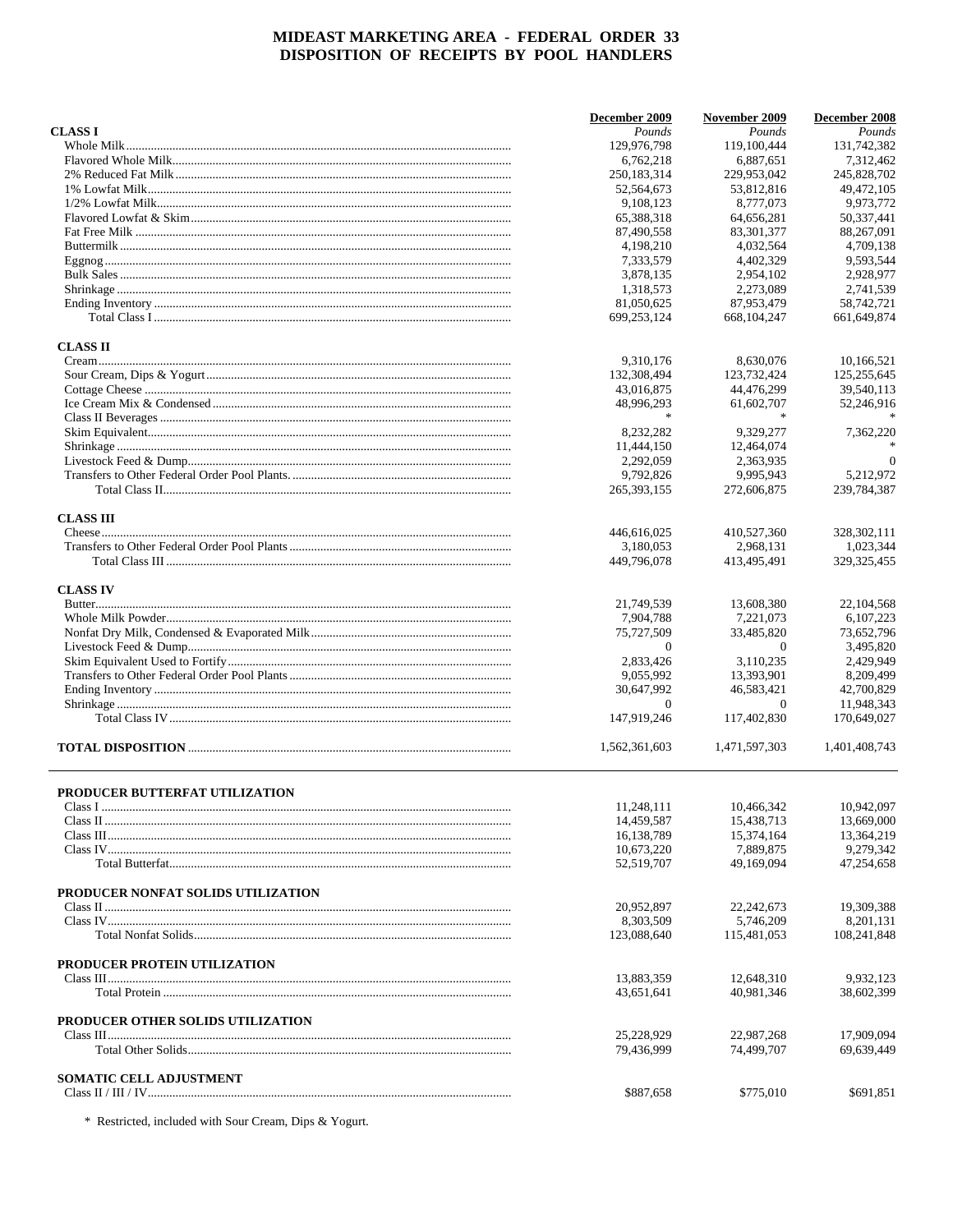# MIDEAST MARKETING AREA - FEDERAL ORDER 33
## DISPOSITION OF RECEIPTS BY POOL HANDLERS

| | December 2009 | November 2009 | December 2008 |
|---|---|---|---|
| **CLASS I** | *Pounds* | *Pounds* | *Pounds* |
| Whole Milk | 129,976,798 | 119,100,444 | 131,742,382 |
| Flavored Whole Milk | 6,762,218 | 6,887,651 | 7,312,462 |
| 2% Reduced Fat Milk | 250,183,314 | 229,953,042 | 245,828,702 |
| 1% Lowfat Milk | 52,564,673 | 53,812,816 | 49,472,105 |
| 1/2% Lowfat Milk | 9,108,123 | 8,777,073 | 9,973,772 |
| Flavored Lowfat & Skim | 65,388,318 | 64,656,281 | 50,337,441 |
| Fat Free Milk | 87,490,558 | 83,301,377 | 88,267,091 |
| Buttermilk | 4,198,210 | 4,032,564 | 4,709,138 |
| Eggnog | 7,333,579 | 4,402,329 | 9,593,544 |
| Bulk Sales | 3,878,135 | 2,954,102 | 2,928,977 |
| Shrinkage | 1,318,573 | 2,273,089 | 2,741,539 |
| Ending Inventory | 81,050,625 | 87,953,479 | 58,742,721 |
| Total Class I | 699,253,124 | 668,104,247 | 661,649,874 |
| **CLASS II** | | | |
| Cream | 9,310,176 | 8,630,076 | 10,166,521 |
| Sour Cream, Dips & Yogurt | 132,308,494 | 123,732,424 | 125,255,645 |
| Cottage Cheese | 43,016,875 | 44,476,299 | 39,540,113 |
| Ice Cream Mix & Condensed | 48,996,293 | 61,602,707 | 52,246,916 |
| Class II Beverages | * | * | * |
| Skim Equivalent | 8,232,282 | 9,329,277 | 7,362,220 |
| Shrinkage | 11,444,150 | 12,464,074 | * |
| Livestock Feed & Dump | 2,292,059 | 2,363,935 | 0 |
| Transfers to Other Federal Order Pool Plants. | 9,792,826 | 9,995,943 | 5,212,972 |
| Total Class II | 265,393,155 | 272,606,875 | 239,784,387 |
| **CLASS III** | | | |
| Cheese | 446,616,025 | 410,527,360 | 328,302,111 |
| Transfers to Other Federal Order Pool Plants | 3,180,053 | 2,968,131 | 1,023,344 |
| Total Class III | 449,796,078 | 413,495,491 | 329,325,455 |
| **CLASS IV** | | | |
| Butter | 21,749,539 | 13,608,380 | 22,104,568 |
| Whole Milk Powder | 7,904,788 | 7,221,073 | 6,107,223 |
| Nonfat Dry Milk, Condensed & Evaporated Milk | 75,727,509 | 33,485,820 | 73,652,796 |
| Livestock Feed & Dump | 0 | 0 | 3,495,820 |
| Skim Equivalent Used to Fortify | 2,833,426 | 3,110,235 | 2,429,949 |
| Transfers to Other Federal Order Pool Plants | 9,055,992 | 13,393,901 | 8,209,499 |
| Ending Inventory | 30,647,992 | 46,583,421 | 42,700,829 |
| Shrinkage | 0 | 0 | 11,948,343 |
| Total Class IV | 147,919,246 | 117,402,830 | 170,649,027 |
| **TOTAL DISPOSITION** | 1,562,361,603 | 1,471,597,303 | 1,401,408,743 |
| **PRODUCER BUTTERFAT UTILIZATION** | | | |
| Class I | 11,248,111 | 10,466,342 | 10,942,097 |
| Class II | 14,459,587 | 15,438,713 | 13,669,000 |
| Class III | 16,138,789 | 15,374,164 | 13,364,219 |
| Class IV | 10,673,220 | 7,889,875 | 9,279,342 |
| Total Butterfat | 52,519,707 | 49,169,094 | 47,254,658 |
| **PRODUCER NONFAT SOLIDS UTILIZATION** | | | |
| Class II | 20,952,897 | 22,242,673 | 19,309,388 |
| Class IV | 8,303,509 | 5,746,209 | 8,201,131 |
| Total Nonfat Solids | 123,088,640 | 115,481,053 | 108,241,848 |
| **PRODUCER PROTEIN UTILIZATION** | | | |
| Class III | 13,883,359 | 12,648,310 | 9,932,123 |
| Total Protein | 43,651,641 | 40,981,346 | 38,602,399 |
| **PRODUCER OTHER SOLIDS UTILIZATION** | | | |
| Class III | 25,228,929 | 22,987,268 | 17,909,094 |
| Total Other Solids | 79,436,999 | 74,499,707 | 69,639,449 |
| **SOMATIC CELL ADJUSTMENT** | | | |
| Class II / III / IV | $887,658 | $775,010 | $691,851 |

\* Restricted, included with Sour Cream, Dips & Yogurt.